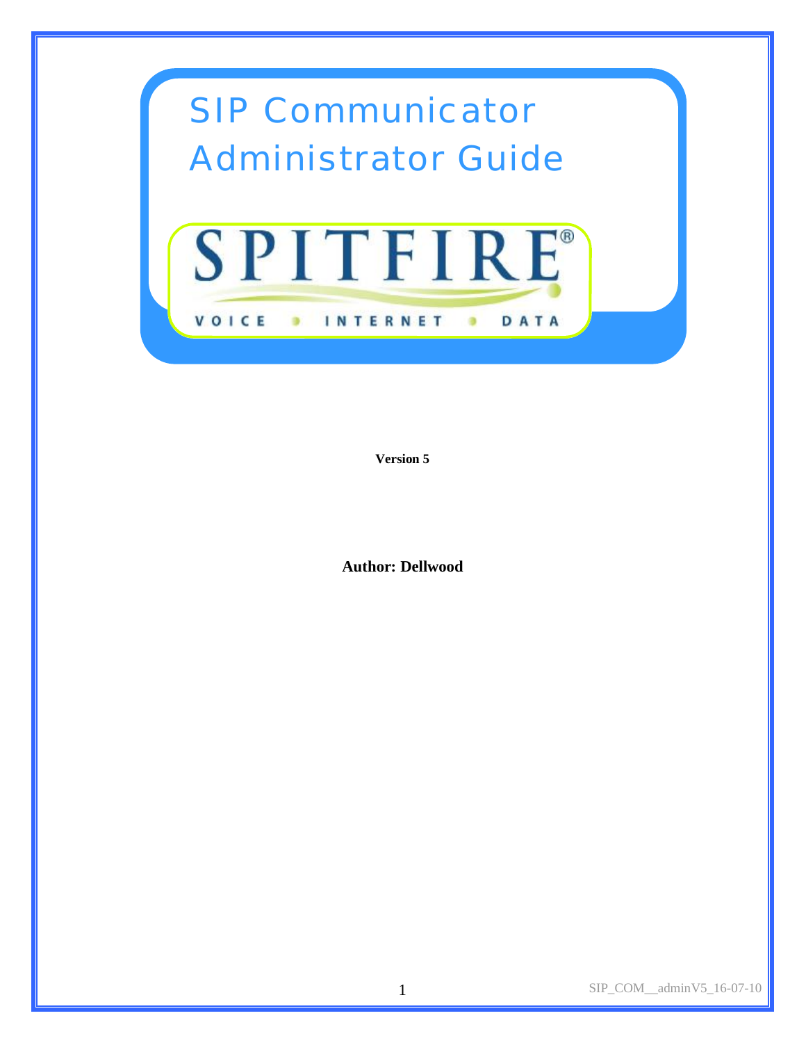# SIP Communicator Administrator Guide

SPITFIRE®

VOICE • INTERNET • DATA

**Version 5**

**Author: Dellwood**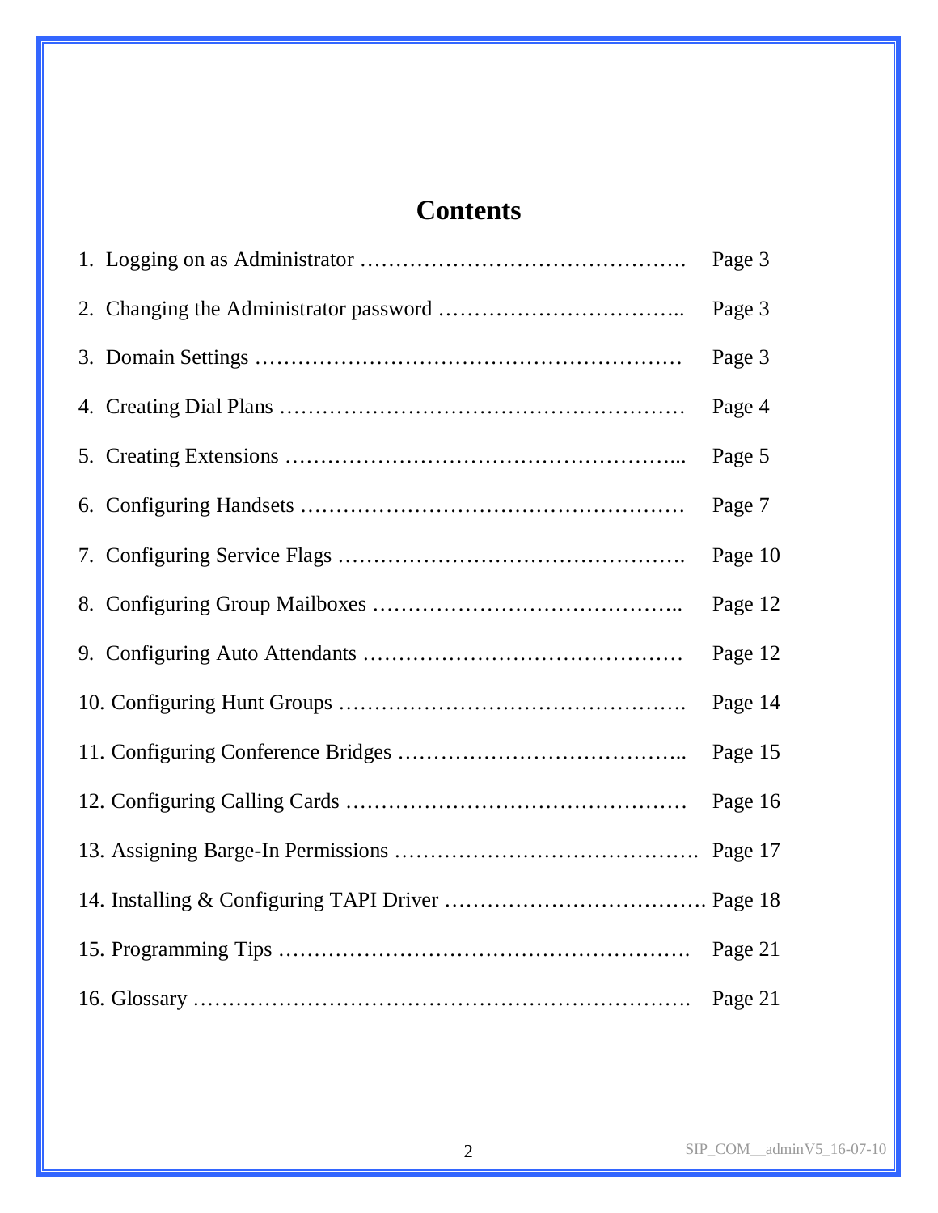# Contents

1. Logging on as Administrator ………………………………………. Page 3
2. Changing the Administrator password …………………………….. Page 3
3. Domain Settings …………………………………………………… Page 3
4. Creating Dial Plans ………………………………………………… Page 4
5. Creating Extensions ………………………………………………... Page 5
6. Configuring Handsets ……………………………………………… Page 7
7. Configuring Service Flags …………………………………………. Page 10
8. Configuring Group Mailboxes …………………………………….. Page 12
9. Configuring Auto Attendants ……………………………………… Page 12
10. Configuring Hunt Groups …………………………………………. Page 14
11. Configuring Conference Bridges ………………………………….. Page 15
12. Configuring Calling Cards ………………………………………… Page 16
13. Assigning Barge-In Permissions ……………………………………. Page 17
14. Installing & Configuring TAPI Driver ………………………………. Page 18
15. Programming Tips …………………………………………………. Page 21
16. Glossary ……………………………………………………………. Page 21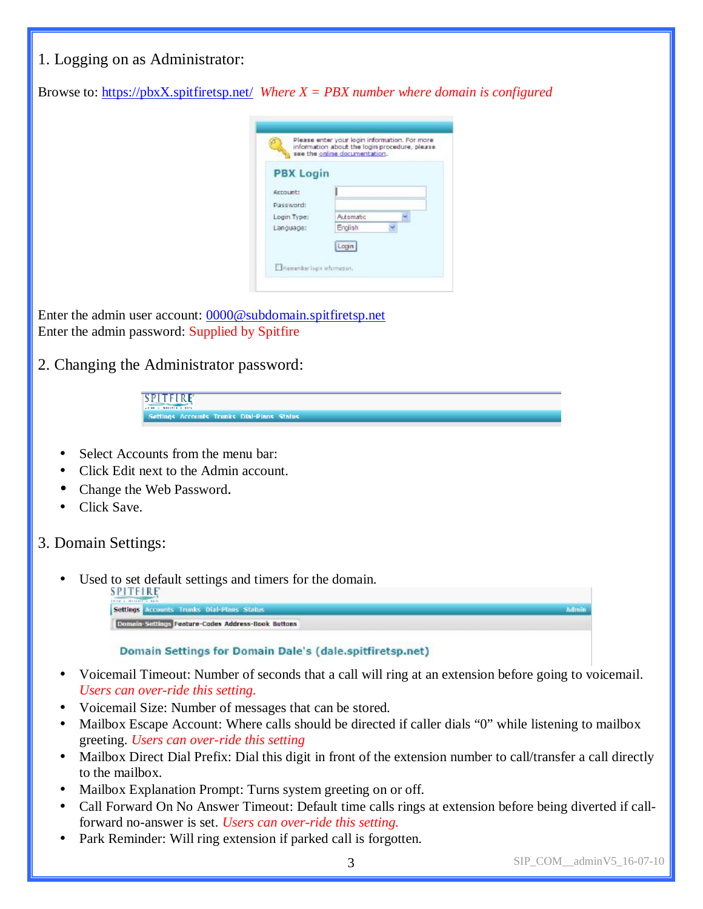## 1. Logging on as Administrator:

Browse to: https://pbxX.spitfiretsp.net/ *Where X = PBX number where domain is configured*

Enter the admin user account: 0000@subdomain.spitfiretsp.net
Enter the admin password: Supplied by Spitfire

## 2. Changing the Administrator password:

- Select Accounts from the menu bar:
- Click Edit next to the Admin account.
- Change the Web Password.
- Click Save.

## 3. Domain Settings:

- Used to set default settings and timers for the domain.

- Voicemail Timeout: Number of seconds that a call will ring at an extension before going to voicemail. *Users can over-ride this setting.*
- Voicemail Size: Number of messages that can be stored.
- Mailbox Escape Account: Where calls should be directed if caller dials “0” while listening to mailbox greeting. *Users can over-ride this setting*
- Mailbox Direct Dial Prefix: Dial this digit in front of the extension number to call/transfer a call directly to the mailbox.
- Mailbox Explanation Prompt: Turns system greeting on or off.
- Call Forward On No Answer Timeout: Default time calls rings at extension before being diverted if call-forward no-answer is set. *Users can over-ride this setting.*
- Park Reminder: Will ring extension if parked call is forgotten.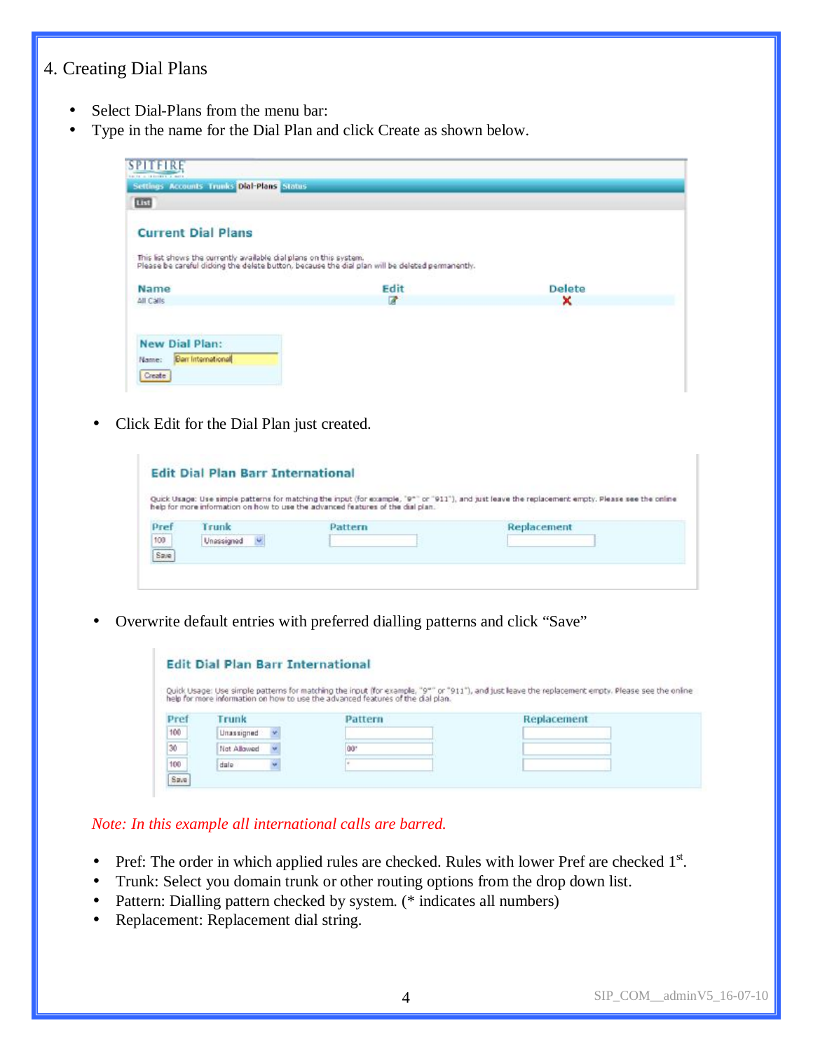## 4. Creating Dial Plans

- Select Dial-Plans from the menu bar:
- Type in the name for the Dial Plan and click Create as shown below.

- Click Edit for the Dial Plan just created.

- Overwrite default entries with preferred dialling patterns and click "Save"

*Note: In this example all international calls are barred.*

- Pref: The order in which applied rules are checked. Rules with lower Pref are checked 1st.
- Trunk: Select you domain trunk or other routing options from the drop down list.
- Pattern: Dialling pattern checked by system. (* indicates all numbers)
- Replacement: Replacement dial string.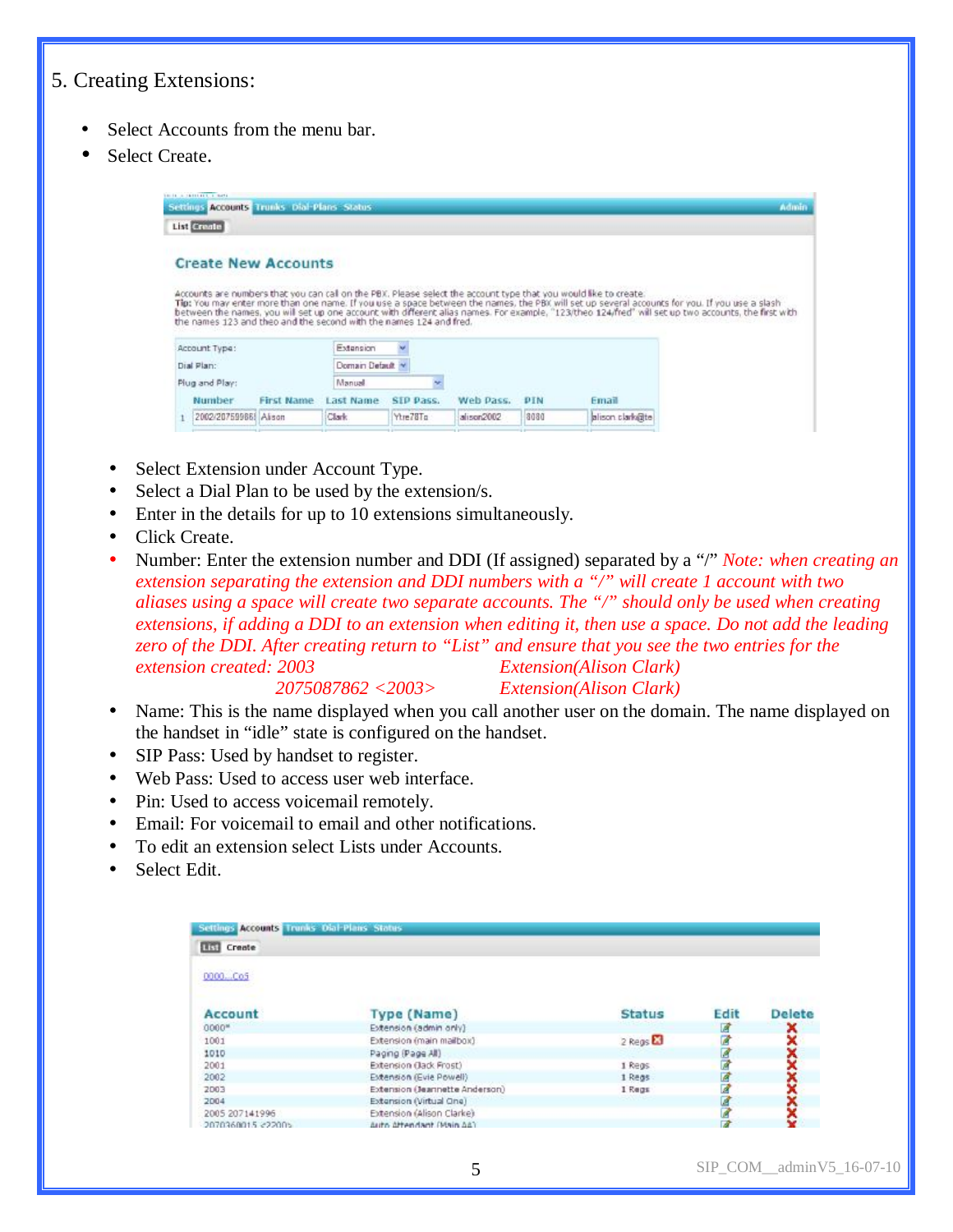5. Creating Extensions:

- Select Accounts from the menu bar.
- Select Create.

- Select Extension under Account Type.
- Select a Dial Plan to be used by the extension/s.
- Enter in the details for up to 10 extensions simultaneously.
- Click Create.
- Number: Enter the extension number and DDI (If assigned) separated by a “/” *Note: when creating an extension separating the extension and DDI numbers with a “/” will create 1 account with two aliases using a space will create two separate accounts. The “/” should only be used when creating extensions, if adding a DDI to an extension when editing it, then use a space. Do not add the leading zero of the DDI. After creating return to “List” and ensure that you see the two entries for the extension created: 2003 Extension(Alison Clark)*
  *2075087862 <2003> Extension(Alison Clark)*
- Name: This is the name displayed when you call another user on the domain. The name displayed on the handset in “idle” state is configured on the handset.
- SIP Pass: Used by handset to register.
- Web Pass: Used to access user web interface.
- Pin: Used to access voicemail remotely.
- Email: For voicemail to email and other notifications.
- To edit an extension select Lists under Accounts.
- Select Edit.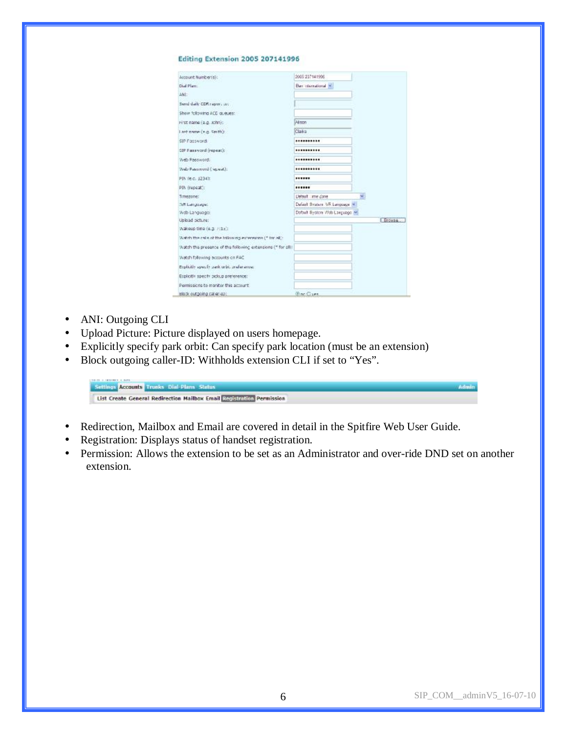**Editing Extension 2005 207141996**

| | |
|---|---|
| Account Number(s): | 2005 207141996 |
| Dial Plan: | Bar international |
| ANI: | |
| Send daily CDR report to: | |
| Show following ACD queues: | |
| First name (e.g. John): | Alison |
| Last name (e.g. Smith): | Clarke |
| SIP Password: | •••••••••• |
| SIP Password (repeat): | •••••••••• |
| Web Password: | •••••••••• |
| Web Password (repeat): | •••••••••• |
| PIN (e.g. 1234): | •••••• |
| PIN (repeat): | •••••• |
| Timezone: | Default Time Zone |
| IVR Language: | Default System IVR Language |
| Web Language: | Default System Web Language |
| Upload picture: | Browse... |
| Wakeup time (e.g. 7:15): | |
| Watch the calls of the following extensions (* for all): | |
| Watch the presence of the following extensions (* for all): | |
| Watch following accounts on FAC | |
| Explicitly specify park orbit, conference: | |
| Explicitly specify pickup preference: | |
| Permissions to monitor this account: | |
| Block outgoing caller-ID: | ◉ no ○ yes |

- ANI: Outgoing CLI
- Upload Picture: Picture displayed on users homepage.
- Explicitly specify park orbit: Can specify park location (must be an extension)
- Block outgoing caller-ID: Withholds extension CLI if set to "Yes".

Settings | Accounts | Trunks | Dial-Plans | Status | Admin

List | Create | General | Redirection | Mailbox | Email | Registration | Permission

- Redirection, Mailbox and Email are covered in detail in the Spitfire Web User Guide.
- Registration: Displays status of handset registration.
- Permission: Allows the extension to be set as an Administrator and over-ride DND set on another extension.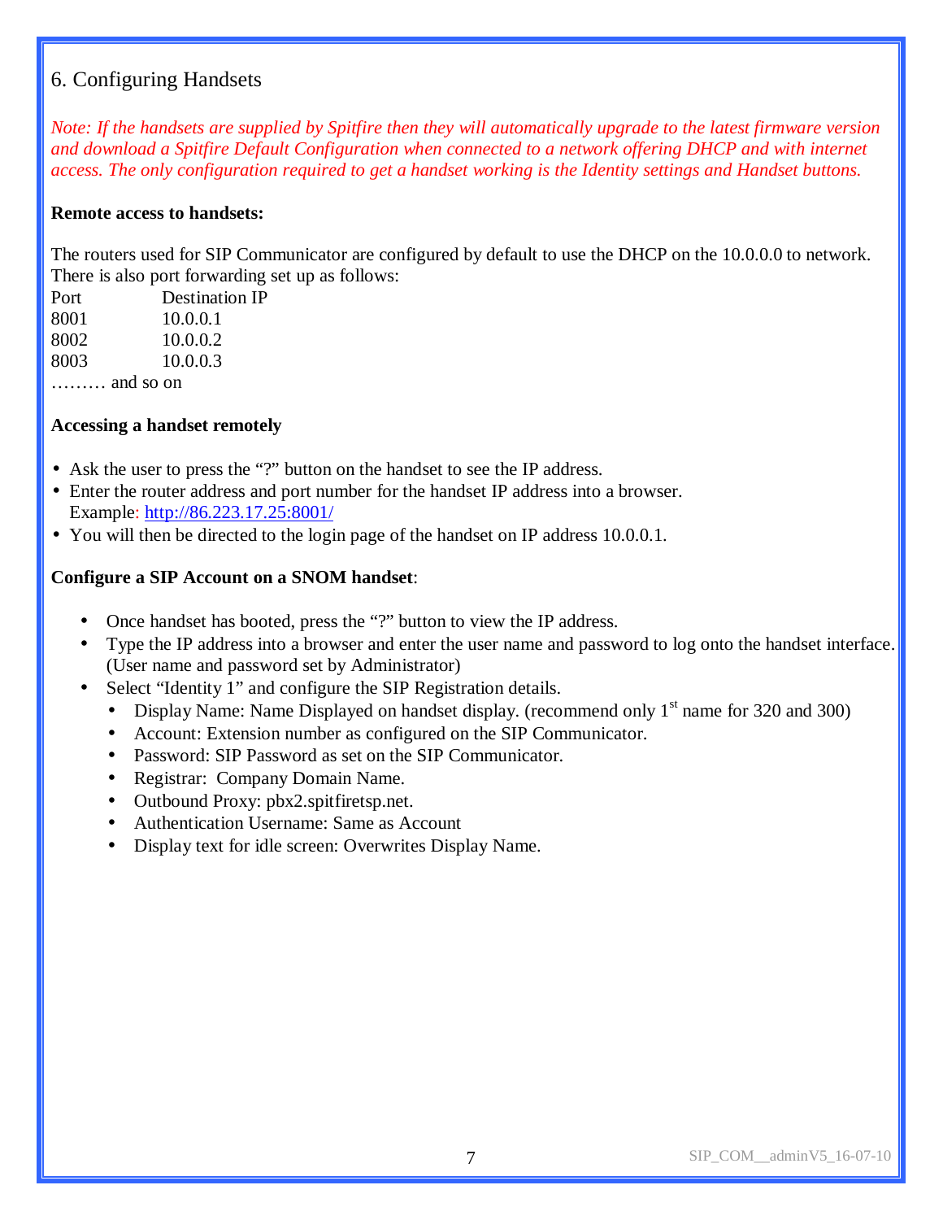## 6. Configuring Handsets

*Note: If the handsets are supplied by Spitfire then they will automatically upgrade to the latest firmware version and download a Spitfire Default Configuration when connected to a network offering DHCP and with internet access. The only configuration required to get a handset working is the Identity settings and Handset buttons.*

**Remote access to handsets:**

The routers used for SIP Communicator are configured by default to use the DHCP on the 10.0.0.0 to network. There is also port forwarding set up as follows:

| Port | Destination IP |
|---|---|
| 8001 | 10.0.0.1 |
| 8002 | 10.0.0.2 |
| 8003 | 10.0.0.3 |

……… and so on

**Accessing a handset remotely**

- Ask the user to press the "?" button on the handset to see the IP address.
- Enter the router address and port number for the handset IP address into a browser.
  Example: http://86.223.17.25:8001/
- You will then be directed to the login page of the handset on IP address 10.0.0.1.

**Configure a SIP Account on a SNOM handset**:

- Once handset has booted, press the "?" button to view the IP address.
- Type the IP address into a browser and enter the user name and password to log onto the handset interface. (User name and password set by Administrator)
- Select "Identity 1" and configure the SIP Registration details.
  - Display Name: Name Displayed on handset display. (recommend only 1st name for 320 and 300)
  - Account: Extension number as configured on the SIP Communicator.
  - Password: SIP Password as set on the SIP Communicator.
  - Registrar:  Company Domain Name.
  - Outbound Proxy: pbx2.spitfiretsp.net.
  - Authentication Username: Same as Account
  - Display text for idle screen: Overwrites Display Name.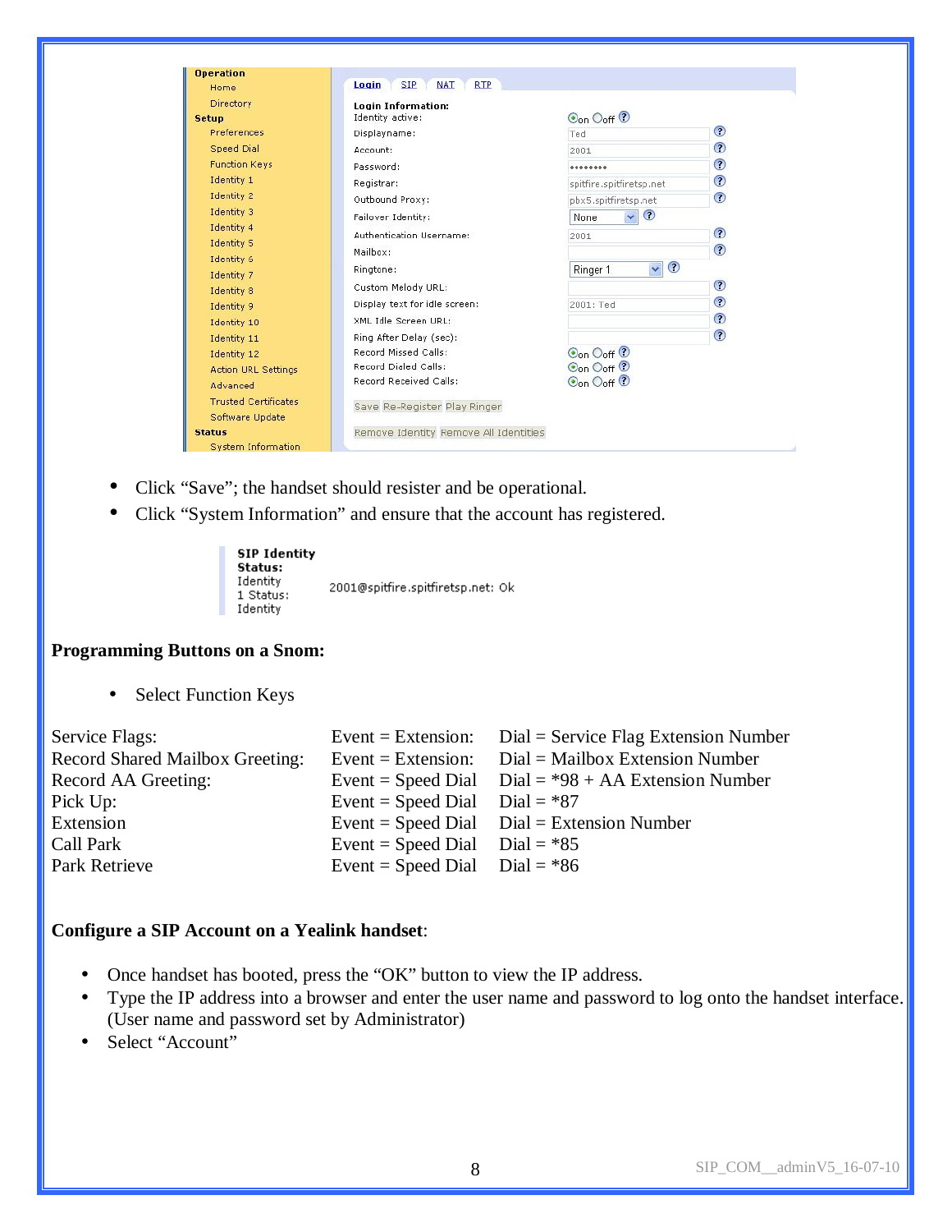| | |
|---|---|
| **Operation** | **Login** SIP NAT RTP |
| Home | |
| Directory | **Login Information:** |
| **Setup** | Identity active: On Off |
| Preferences | Displayname: Ted |
| Speed Dial | Account: 2001 |
| Function Keys | Password: •••••••• |
| Identity 1 | Registrar: spitfire.spitfiretsp.net |
| Identity 2 | Outbound Proxy: pbx5.spitfiretsp.net |
| Identity 3 | Failover Identity: None |
| Identity 4 | Authentication Username: 2001 |
| Identity 5 | Mailbox: |
| Identity 6 | Ringtone: Ringer 1 |
| Identity 7 | Custom Melody URL: |
| Identity 8 | Display text for idle screen: 2001: Ted |
| Identity 9 | XML Idle Screen URL: |
| Identity 10 | Ring After Delay (sec): |
| Identity 11 | Record Missed Calls: On Off |
| Identity 12 | Record Dialed Calls: On Off |
| Action URL Settings | Record Received Calls: On Off |
| Advanced | |
| Trusted Certificates | Save Re-Register Play Ringer |
| Software Update | |
| **Status** | Remove Identity Remove All Identities |
| System Information | |

- Click "Save"; the handset should resister and be operational.
- Click "System Information" and ensure that the account has registered.

**SIP Identity Status:**
Identity 1 Status: 2001@spitfire.spitfiretsp.net: Ok
Identity

**Programming Buttons on a Snom:**

- Select Function Keys

| | | |
|---|---|---|
| Service Flags: | Event = Extension: | Dial = Service Flag Extension Number |
| Record Shared Mailbox Greeting: | Event = Extension: | Dial = Mailbox Extension Number |
| Record AA Greeting: | Event = Speed Dial | Dial = *98 + AA Extension Number |
| Pick Up: | Event = Speed Dial | Dial = *87 |
| Extension | Event = Speed Dial | Dial = Extension Number |
| Call Park | Event = Speed Dial | Dial = *85 |
| Park Retrieve | Event = Speed Dial | Dial = *86 |

**Configure a SIP Account on a Yealink handset**:

- Once handset has booted, press the "OK" button to view the IP address.
- Type the IP address into a browser and enter the user name and password to log onto the handset interface. (User name and password set by Administrator)
- Select "Account"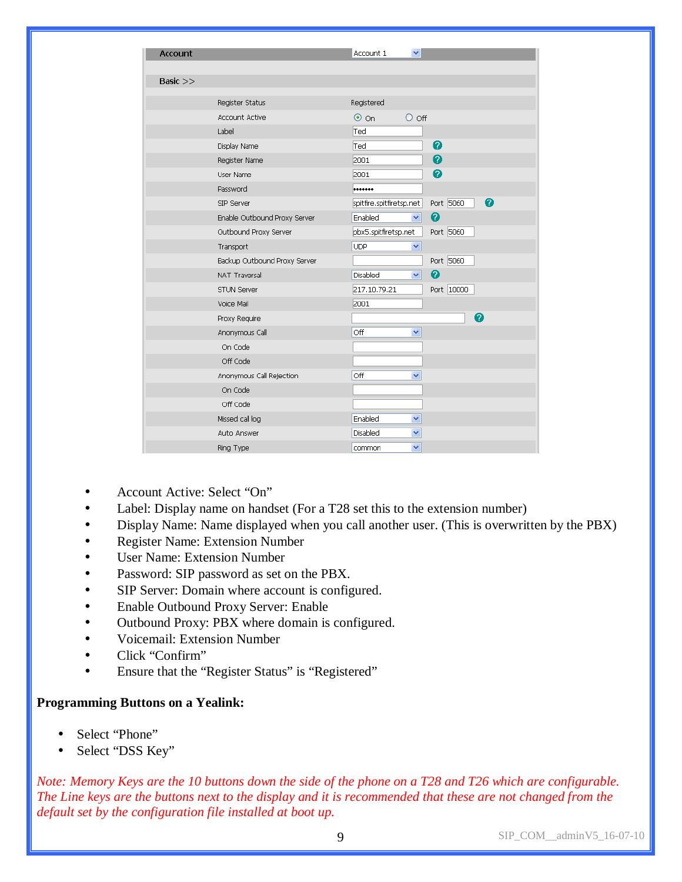| Account | Account 1 |
|---|---|
| **Basic >>** | |
| Register Status | Registered |
| Account Active | ⦿ On ○ Off |
| Label | Ted |
| Display Name | Ted |
| Register Name | 2001 |
| User Name | 2001 |
| Password | ••••••• |
| SIP Server | spitfire.spitfiretsp.net Port 5060 |
| Enable Outbound Proxy Server | Enabled |
| Outbound Proxy Server | pbx5.spitfiretsp.net Port 5060 |
| Transport | UDP |
| Backup Outbound Proxy Server | Port 5060 |
| NAT Traversal | Disabled |
| STUN Server | 217.10.79.21 Port 10000 |
| Voice Mail | 2001 |
| Proxy Require | |
| Anonymous Call | Off |
| On Code | |
| Off Code | |
| Anonymous Call Rejection | Off |
| On Code | |
| Off Code | |
| Missed call log | Enabled |
| Auto Answer | Disabled |
| Ring Type | common |

- Account Active: Select "On"
- Label: Display name on handset (For a T28 set this to the extension number)
- Display Name: Name displayed when you call another user. (This is overwritten by the PBX)
- Register Name: Extension Number
- User Name: Extension Number
- Password: SIP password as set on the PBX.
- SIP Server: Domain where account is configured.
- Enable Outbound Proxy Server: Enable
- Outbound Proxy: PBX where domain is configured.
- Voicemail: Extension Number
- Click "Confirm"
- Ensure that the "Register Status" is "Registered"

**Programming Buttons on a Yealink:**

- Select "Phone"
- Select "DSS Key"

*Note: Memory Keys are the 10 buttons down the side of the phone on a T28 and T26 which are configurable. The Line keys are the buttons next to the display and it is recommended that these are not changed from the default set by the configuration file installed at boot up.*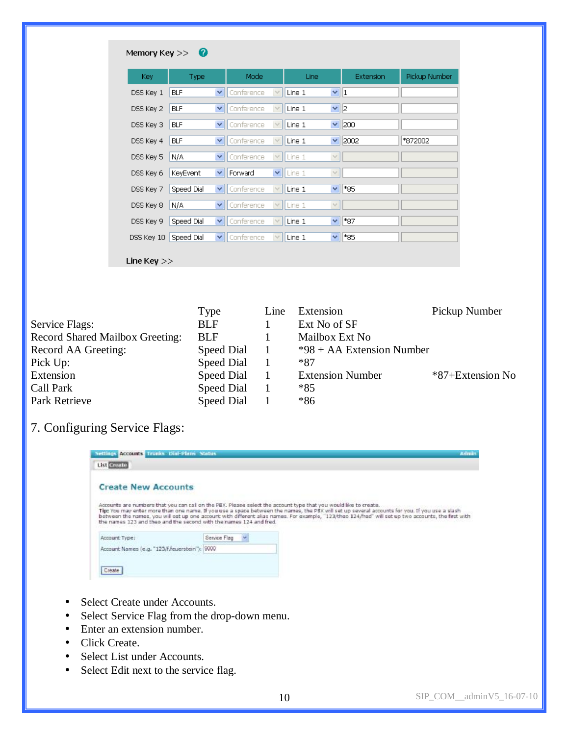Memory Key >>

| Key | Type | Mode | Line | Extension | Pickup Number |
|---|---|---|---|---|---|
| DSS Key 1 | BLF | Conference | Line 1 | 1 | |
| DSS Key 2 | BLF | Conference | Line 1 | 2 | |
| DSS Key 3 | BLF | Conference | Line 1 | 200 | |
| DSS Key 4 | BLF | Conference | Line 1 | 2002 | *872002 |
| DSS Key 5 | N/A | Conference | Line 1 | | |
| DSS Key 6 | KeyEvent | Forward | Line 1 | | |
| DSS Key 7 | Speed Dial | Conference | Line 1 | *85 | |
| DSS Key 8 | N/A | Conference | Line 1 | | |
| DSS Key 9 | Speed Dial | Conference | Line 1 | *87 | |
| DSS Key 10 | Speed Dial | Conference | Line 1 | *85 | |

Line Key >>

| | Type | Line | Extension | Pickup Number |
|---|---|---|---|---|
| Service Flags: | BLF | 1 | Ext No of SF | |
| Record Shared Mailbox Greeting: | BLF | 1 | Mailbox Ext No | |
| Record AA Greeting: | Speed Dial | 1 | *98 + AA Extension Number | |
| Pick Up: | Speed Dial | 1 | *87 | |
| Extension | Speed Dial | 1 | Extension Number | *87+Extension No |
| Call Park | Speed Dial | 1 | *85 | |
| Park Retrieve | Speed Dial | 1 | *86 | |

## 7. Configuring Service Flags:

Settings | Accounts | Trunks | Dial-Plans | Status | Admin

List | Create

**Create New Accounts**

Accounts are numbers that you can call on the PBX. Please select the account type that you would like to create.
**Tip:** You may enter more than one name. If you use a space between the names, the PBX will set up several accounts for you. If you use a slash between the names, you will set up one account with different alias names. For example, "123/theo 124/fred" will set up two accounts, the first with the names 123 and theo and the second with the names 124 and fred.

Account Type: Service Flag
Account Names (e.g. "123/f.feuerstein"): 9000

Create

- Select Create under Accounts.
- Select Service Flag from the drop-down menu.
- Enter an extension number.
- Click Create.
- Select List under Accounts.
- Select Edit next to the service flag.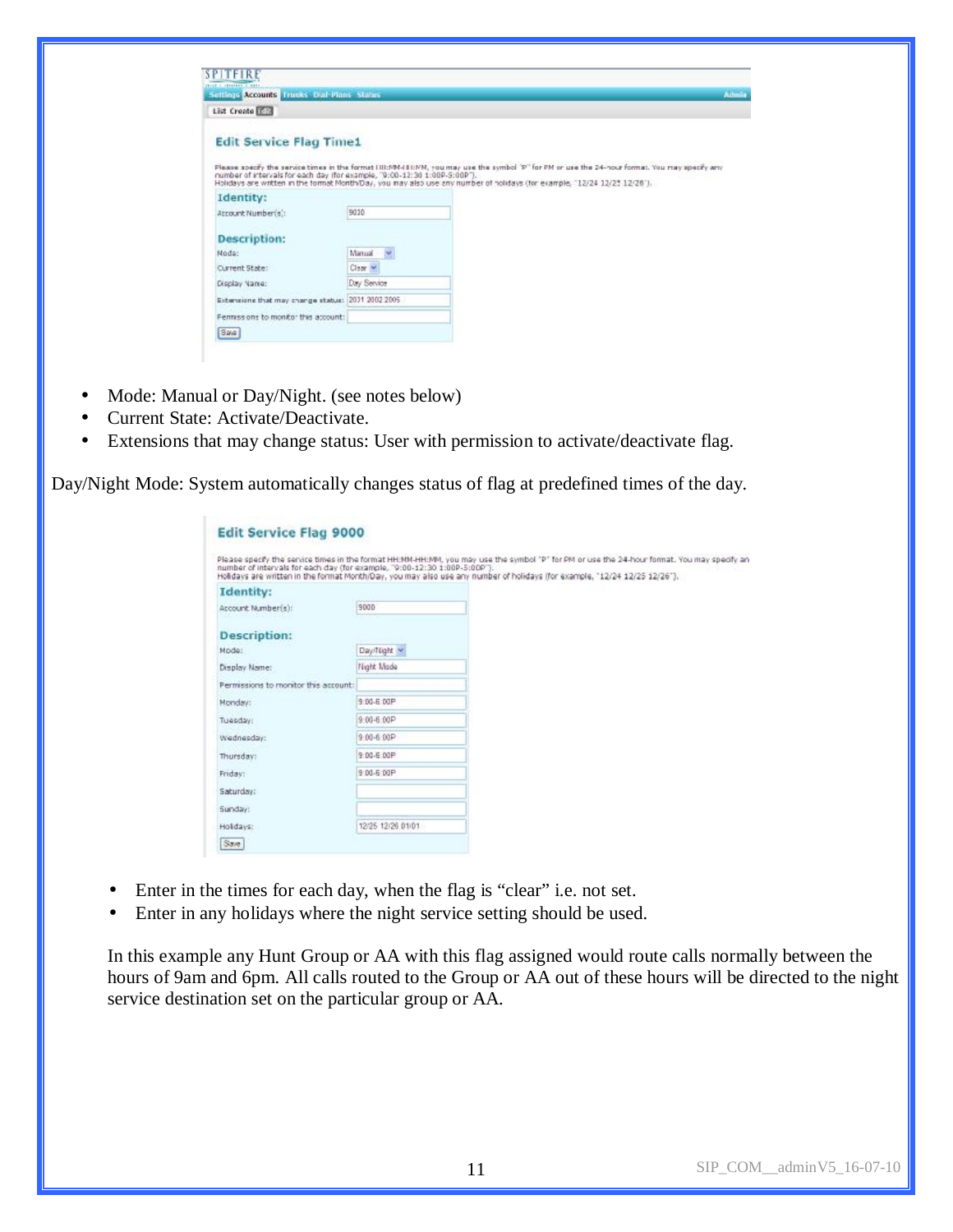- Mode: Manual or Day/Night. (see notes below)
- Current State: Activate/Deactivate.
- Extensions that may change status: User with permission to activate/deactivate flag.

Day/Night Mode: System automatically changes status of flag at predefined times of the day.

- Enter in the times for each day, when the flag is "clear" i.e. not set.
- Enter in any holidays where the night service setting should be used.

In this example any Hunt Group or AA with this flag assigned would route calls normally between the hours of 9am and 6pm. All calls routed to the Group or AA out of these hours will be directed to the night service destination set on the particular group or AA.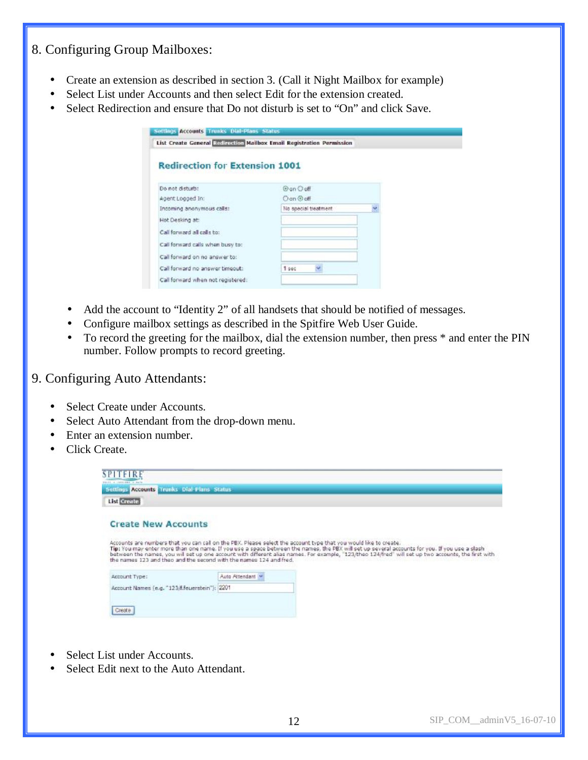## 8. Configuring Group Mailboxes:

- Create an extension as described in section 3. (Call it Night Mailbox for example)
- Select List under Accounts and then select Edit for the extension created.
- Select Redirection and ensure that Do not disturb is set to "On" and click Save.

  - Add the account to "Identity 2" of all handsets that should be notified of messages.
  - Configure mailbox settings as described in the Spitfire Web User Guide.
  - To record the greeting for the mailbox, dial the extension number, then press * and enter the PIN number. Follow prompts to record greeting.

## 9. Configuring Auto Attendants:

- Select Create under Accounts.
- Select Auto Attendant from the drop-down menu.
- Enter an extension number.
- Click Create.

- Select List under Accounts.
- Select Edit next to the Auto Attendant.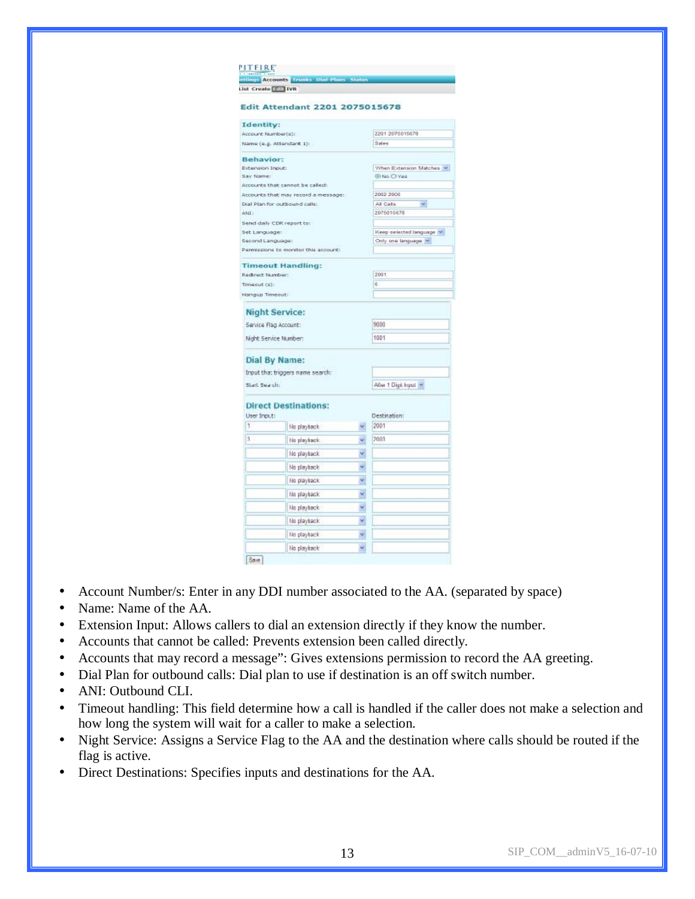**Edit Attendant 2201 2075015678**

**Identity:**

| | |
|---|---|
| Account Number(s): | 2201 2075015678 |
| Name (e.g. Attendant 1): | Sales |

**Behavior:**

| | |
|---|---|
| Extension Input: | When Extension Matches |
| Say Name: | No / Yes |
| Accounts that cannot be called: | |
| Accounts that may record a message: | 2002 2005 |
| Dial Plan for outbound calls: | All Calls |
| ANI: | 2075015678 |
| Send daily CDR report to: | |
| Set Language: | Keep selected language |
| Second Language: | Only one language |
| Permissions to monitor this account: | |

**Timeout Handling:**

| | |
|---|---|
| Redirect Number: | 2001 |
| Timeout (s): | 6 |
| Hangup Timeout: | |

**Night Service:**

| | |
|---|---|
| Service Flag Account: | 9000 |
| Night Service Number: | 1001 |

**Dial By Name:**

| | |
|---|---|
| Input that triggers name search: | |
| Start Search: | After 1 Digit Input |

**Direct Destinations:**

| User Input: | | Destination: |
|---|---|---|
| 1 | No playback | 2001 |
| 3 | No playback | 2003 |
| | No playback | |
| | No playback | |
| | No playback | |
| | No playback | |
| | No playback | |
| | No playback | |
| | No playback | |
| | No playback | |

Save

- Account Number/s: Enter in any DDI number associated to the AA. (separated by space)
- Name: Name of the AA.
- Extension Input: Allows callers to dial an extension directly if they know the number.
- Accounts that cannot be called: Prevents extension been called directly.
- Accounts that may record a message": Gives extensions permission to record the AA greeting.
- Dial Plan for outbound calls: Dial plan to use if destination is an off switch number.
- ANI: Outbound CLI.
- Timeout handling: This field determine how a call is handled if the caller does not make a selection and how long the system will wait for a caller to make a selection.
- Night Service: Assigns a Service Flag to the AA and the destination where calls should be routed if the flag is active.
- Direct Destinations: Specifies inputs and destinations for the AA.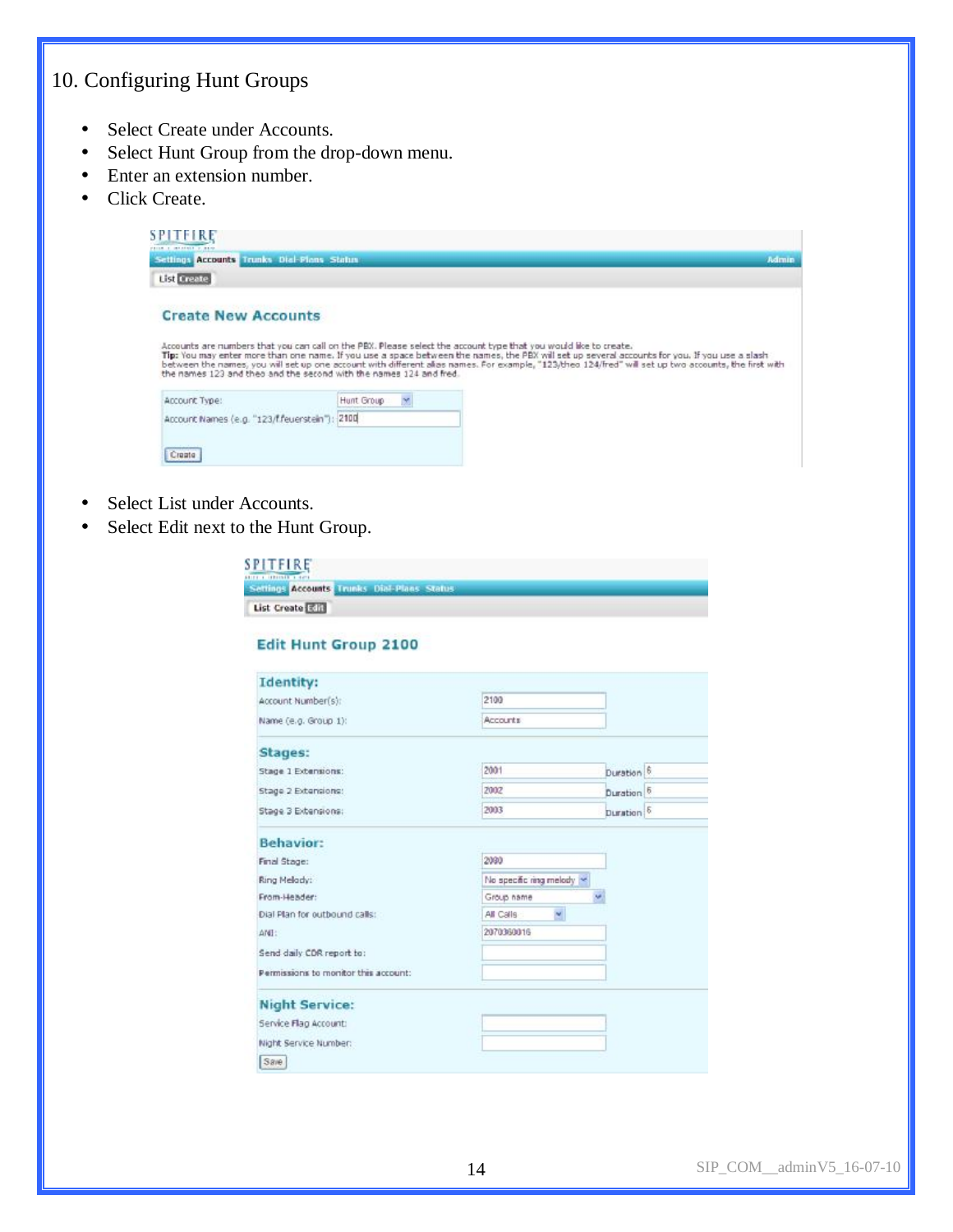10. Configuring Hunt Groups

- Select Create under Accounts.
- Select Hunt Group from the drop-down menu.
- Enter an extension number.
- Click Create.

SPITFIRE

Settings Accounts Trunks Dial-Plans Status Admin

List Create

## Create New Accounts

Accounts are numbers that you can call on the PBX. Please select the account type that you would like to create.
**Tip:** You may enter more than one name. If you use a space between the names, the PBX will set up several accounts for you. If you use a slash between the names, you will set up one account with different alias names. For example, "123/theo 124/fred" will set up two accounts, the first with the names 123 and theo and the second with the names 124 and fred.

| | |
|---|---|
| Account Type: | Hunt Group |
| Account Names (e.g. "123/f.feuerstein"): | 2100 |

Create

- Select List under Accounts.
- Select Edit next to the Hunt Group.

SPITFIRE

Settings Accounts Trunks Dial-Plans Status

List Create Edit

## Edit Hunt Group 2100

**Identity:**

| | |
|---|---|
| Account Number(s): | 2100 |
| Name (e.g. Group 1): | Accounts |

**Stages:**

| | | | |
|---|---|---|---|
| Stage 1 Extensions: | 2001 | Duration | 6 |
| Stage 2 Extensions: | 2002 | Duration | 6 |
| Stage 3 Extensions: | 2003 | Duration | 6 |

**Behavior:**

| | |
|---|---|
| Final Stage: | 2000 |
| Ring Melody: | No specific ring melody |
| From-Header: | Group name |
| Dial Plan for outbound calls: | All Calls |
| ANI: | 2070360016 |
| Send daily CDR report to: | |
| Permissions to monitor this account: | |

**Night Service:**

| | |
|---|---|
| Service Flag Account: | |
| Night Service Number: | |

Save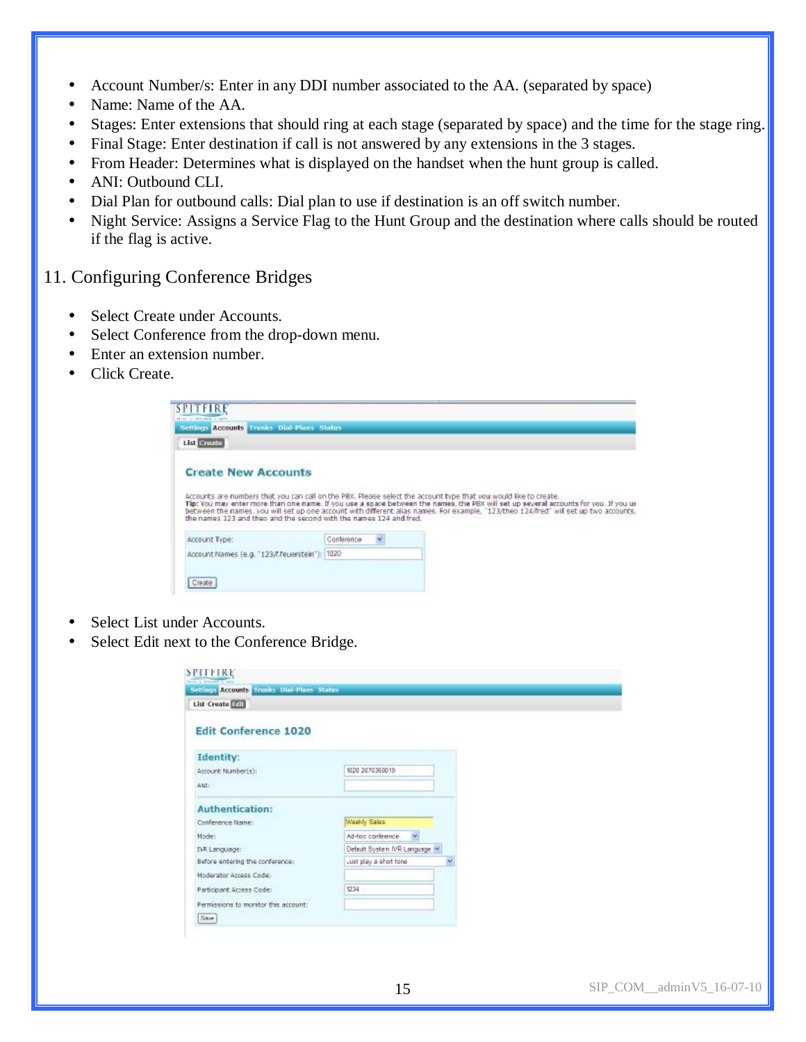- Account Number/s: Enter in any DDI number associated to the AA. (separated by space)
- Name: Name of the AA.
- Stages: Enter extensions that should ring at each stage (separated by space) and the time for the stage ring.
- Final Stage: Enter destination if call is not answered by any extensions in the 3 stages.
- From Header: Determines what is displayed on the handset when the hunt group is called.
- ANI: Outbound CLI.
- Dial Plan for outbound calls: Dial plan to use if destination is an off switch number.
- Night Service: Assigns a Service Flag to the Hunt Group and the destination where calls should be routed if the flag is active.

## 11. Configuring Conference Bridges

- Select Create under Accounts.
- Select Conference from the drop-down menu.
- Enter an extension number.
- Click Create.

- Select List under Accounts.
- Select Edit next to the Conference Bridge.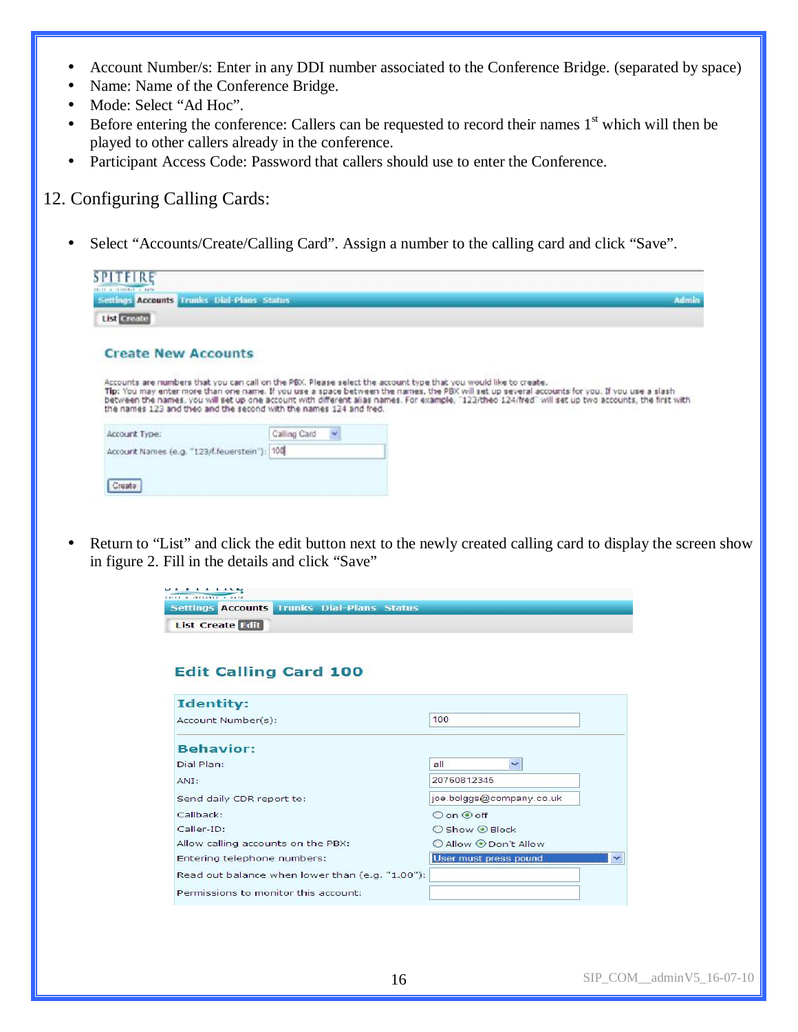- Account Number/s: Enter in any DDI number associated to the Conference Bridge. (separated by space)
- Name: Name of the Conference Bridge.
- Mode: Select "Ad Hoc".
- Before entering the conference: Callers can be requested to record their names 1st which will then be played to other callers already in the conference.
- Participant Access Code: Password that callers should use to enter the Conference.

## 12. Configuring Calling Cards:

- Select "Accounts/Create/Calling Card". Assign a number to the calling card and click "Save".

SPITFIRE

Settings Accounts Trunks Dial-Plans Status Admin

List Create

### Create New Accounts

Accounts are numbers that you can call on the PBX. Please select the account type that you would like to create.
**Tip:** You may enter more than one name. If you use a space between the names, the PBX will set up several accounts for you. If you use a slash between the names, you will set up one account with different alias names. For example, "123/theo 124/fred" will set up two accounts, the first with the names 123 and theo and the second with the names 124 and fred.

| | |
|---|---|
| Account Type: | Calling Card |
| Account Names (e.g. "123/f.feuerstein"): | 100 |

Create

- Return to "List" and click the edit button next to the newly created calling card to display the screen show in figure 2. Fill in the details and click "Save"

Settings Accounts Trunks Dial-Plans Status

List Create Edit

### Edit Calling Card 100

**Identity:**

| | |
|---|---|
| Account Number(s): | 100 |

**Behavior:**

| | |
|---|---|
| Dial Plan: | all |
| ANI: | 20760812345 |
| Send daily CDR report to: | joe.bolggs@company.co.uk |
| Callback: | ○ on ⦿ off |
| Caller-ID: | ○ Show ⦿ Block |
| Allow calling accounts on the PBX: | ○ Allow ⦿ Don't Allow |
| Entering telephone numbers: | User must press pound |
| Read out balance when lower than (e.g. "1.00"): | |
| Permissions to monitor this account: | |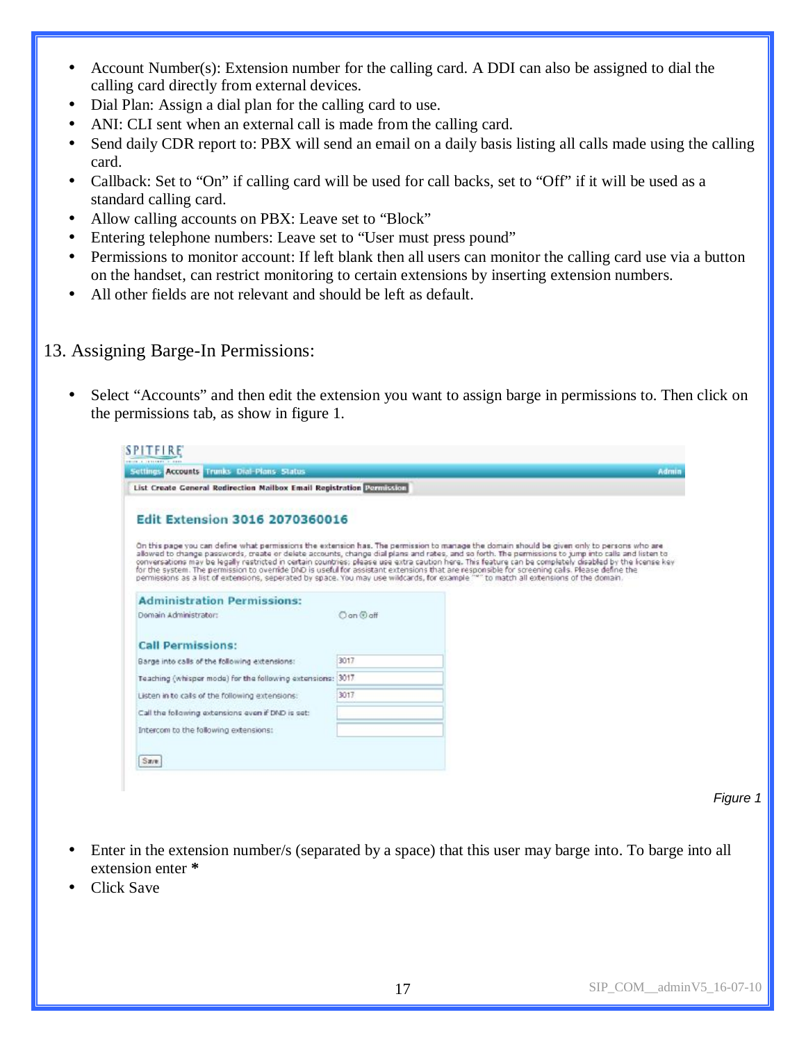- Account Number(s): Extension number for the calling card. A DDI can also be assigned to dial the calling card directly from external devices.
- Dial Plan: Assign a dial plan for the calling card to use.
- ANI: CLI sent when an external call is made from the calling card.
- Send daily CDR report to: PBX will send an email on a daily basis listing all calls made using the calling card.
- Callback: Set to "On" if calling card will be used for call backs, set to "Off" if it will be used as a standard calling card.
- Allow calling accounts on PBX: Leave set to "Block"
- Entering telephone numbers: Leave set to "User must press pound"
- Permissions to monitor account: If left blank then all users can monitor the calling card use via a button on the handset, can restrict monitoring to certain extensions by inserting extension numbers.
- All other fields are not relevant and should be left as default.

## 13. Assigning Barge-In Permissions:

- Select "Accounts" and then edit the extension you want to assign barge in permissions to. Then click on the permissions tab, as show in figure 1.

*Figure 1*

- Enter in the extension number/s (separated by a space) that this user may barge into. To barge into all extension enter *
- Click Save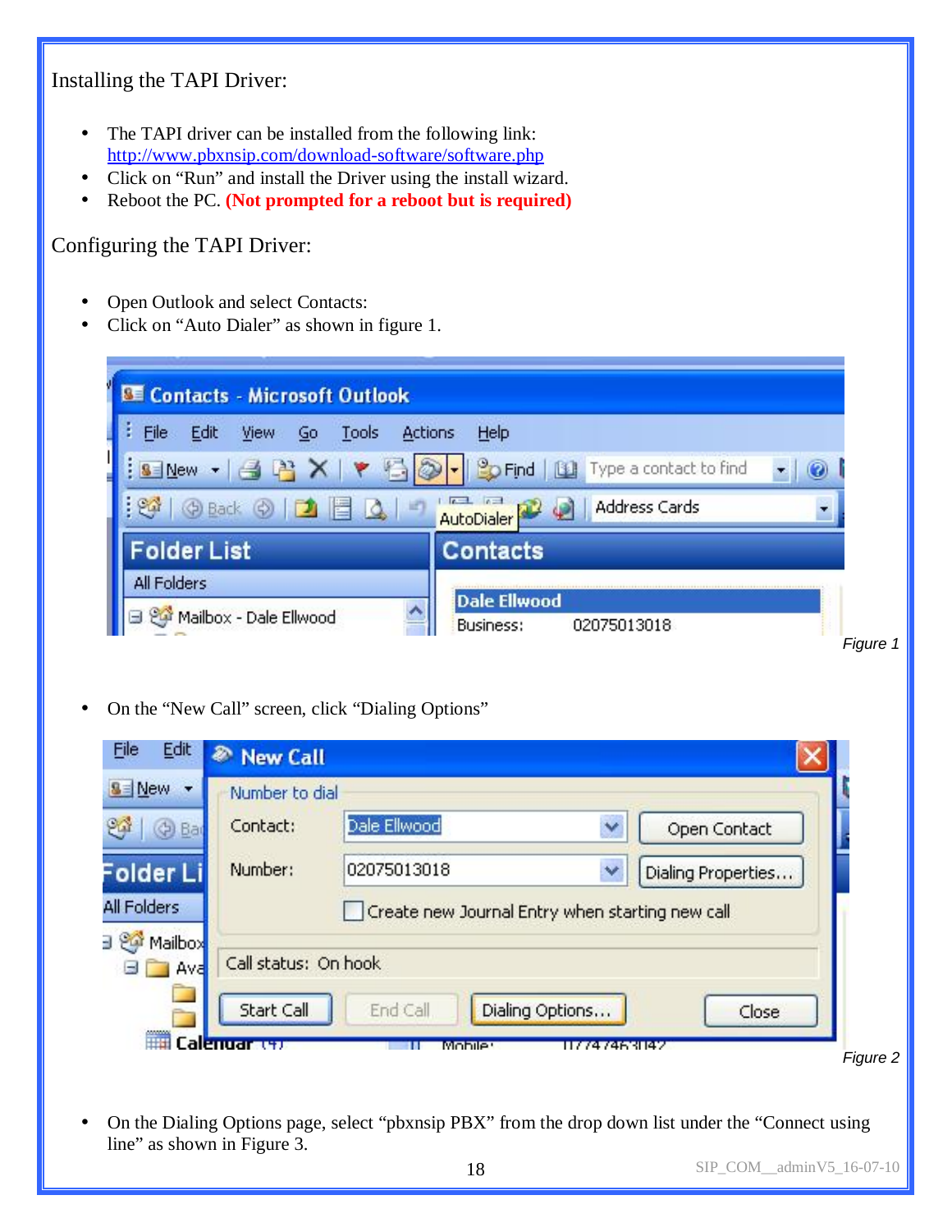## Installing the TAPI Driver:

- The TAPI driver can be installed from the following link: http://www.pbxnsip.com/download-software/software.php
- Click on "Run" and install the Driver using the install wizard.
- Reboot the PC. **(Not prompted for a reboot but is required)**

## Configuring the TAPI Driver:

- Open Outlook and select Contacts:
- Click on "Auto Dialer" as shown in figure 1.

*Figure 1*

- On the "New Call" screen, click "Dialing Options"

*Figure 2*

- On the Dialing Options page, select "pbxnsip PBX" from the drop down list under the "Connect using line" as shown in Figure 3.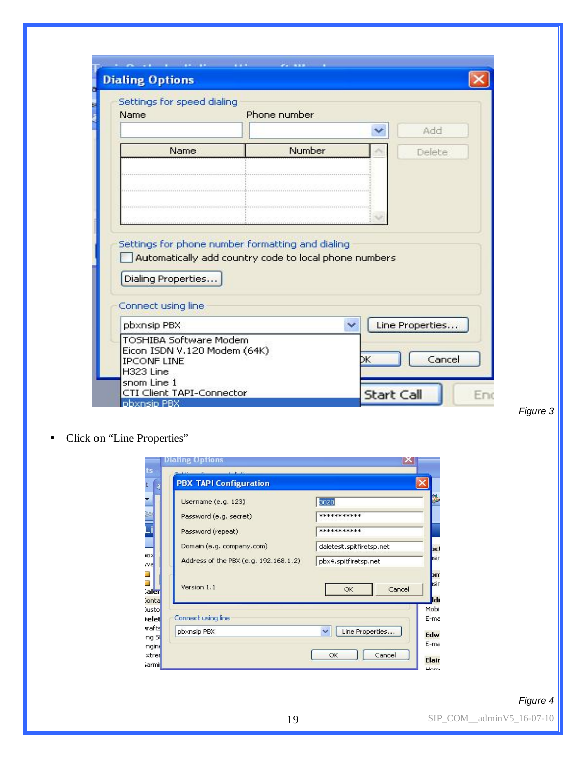Figure 3

- Click on "Line Properties"

Figure 4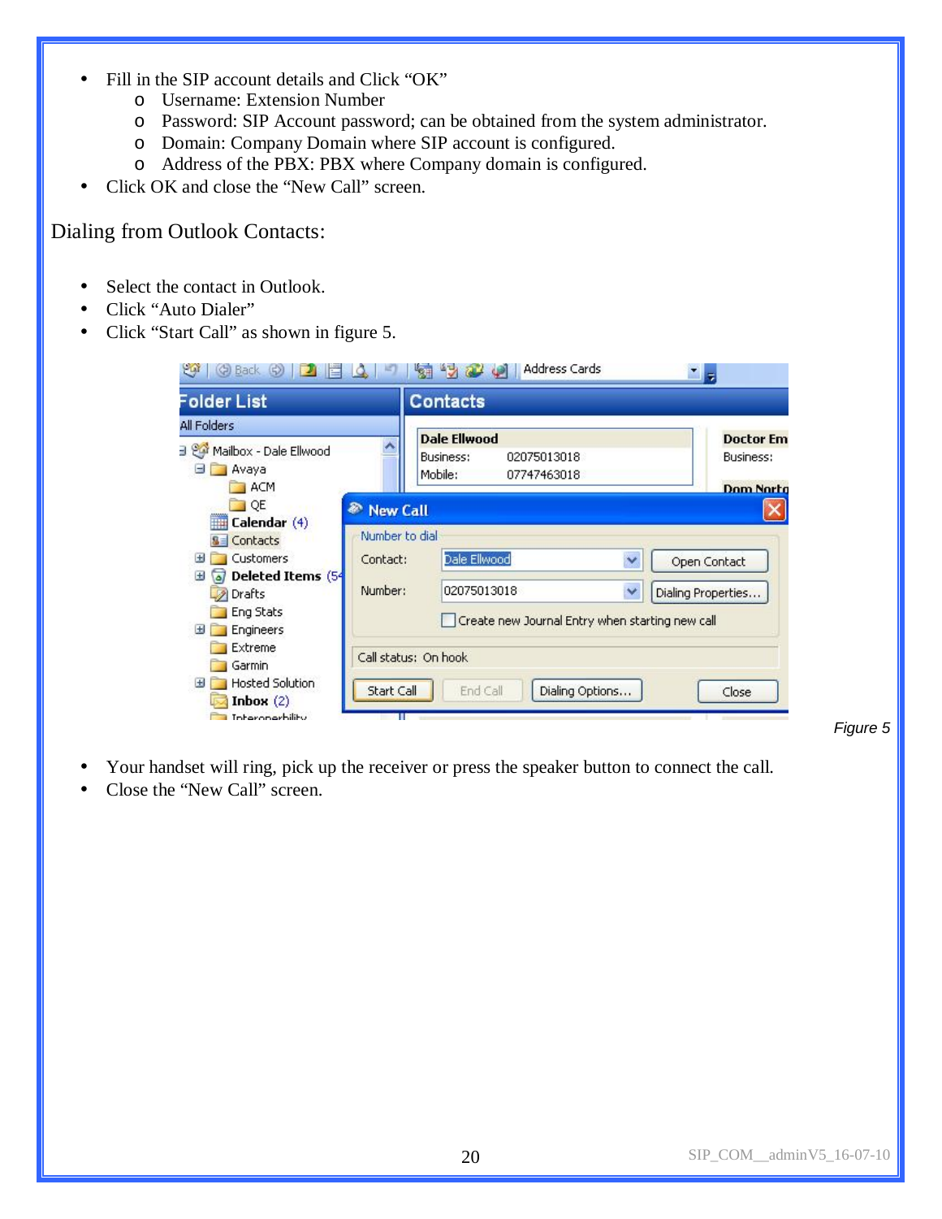- Fill in the SIP account details and Click "OK"
  - Username: Extension Number
  - Password: SIP Account password; can be obtained from the system administrator.
  - Domain: Company Domain where SIP account is configured.
  - Address of the PBX: PBX where Company domain is configured.
- Click OK and close the "New Call" screen.

## Dialing from Outlook Contacts:

- Select the contact in Outlook.
- Click "Auto Dialer"
- Click "Start Call" as shown in figure 5.

*Figure 5*

- Your handset will ring, pick up the receiver or press the speaker button to connect the call.
- Close the "New Call" screen.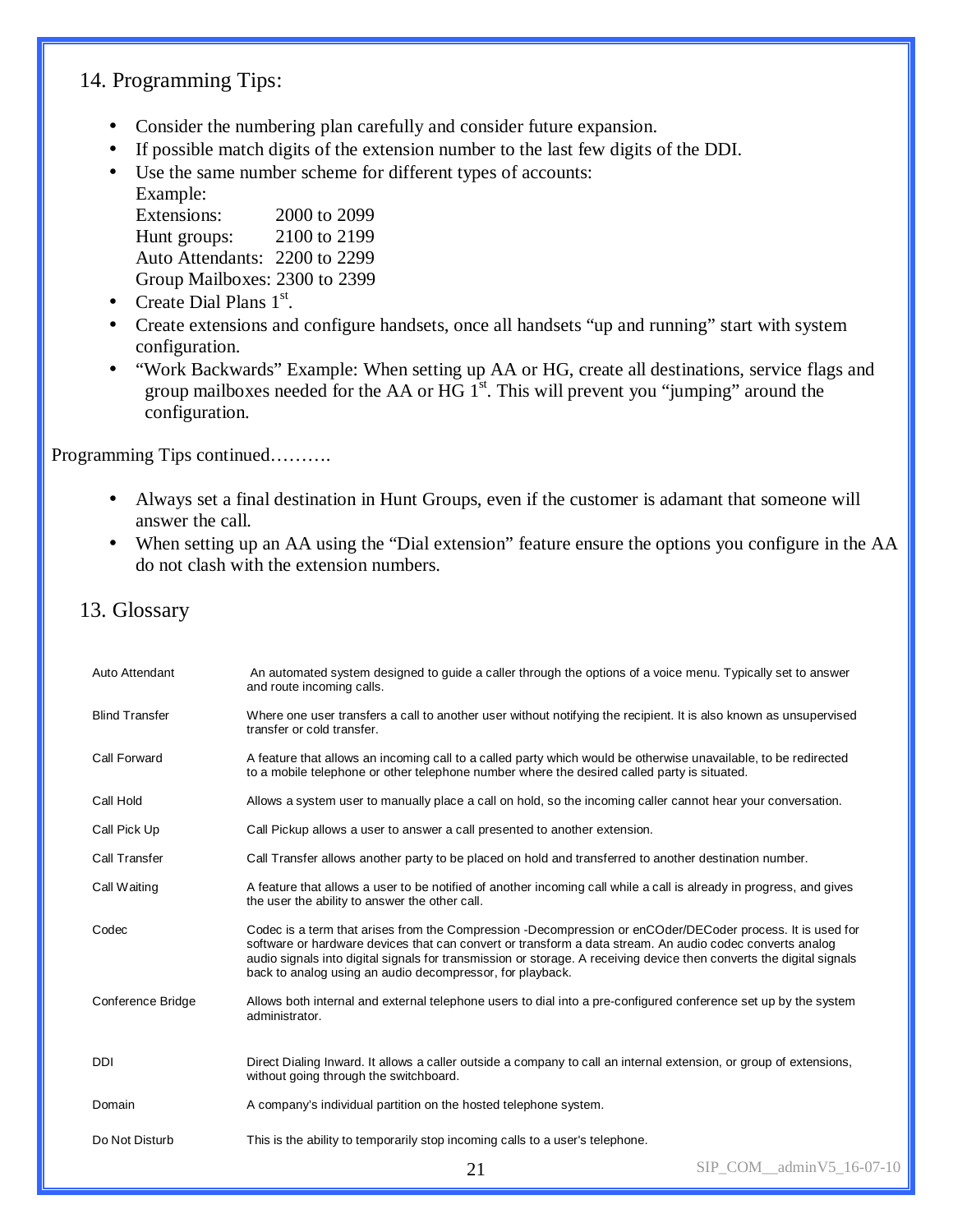## 14. Programming Tips:

- Consider the numbering plan carefully and consider future expansion.
- If possible match digits of the extension number to the last few digits of the DDI.
- Use the same number scheme for different types of accounts:
  Example:
  Extensions: 2000 to 2099
  Hunt groups: 2100 to 2199
  Auto Attendants: 2200 to 2299
  Group Mailboxes: 2300 to 2399
- Create Dial Plans 1st.
- Create extensions and configure handsets, once all handsets "up and running" start with system configuration.
- "Work Backwards" Example: When setting up AA or HG, create all destinations, service flags and group mailboxes needed for the AA or HG 1st. This will prevent you "jumping" around the configuration.

Programming Tips continued……….

- Always set a final destination in Hunt Groups, even if the customer is adamant that someone will answer the call.
- When setting up an AA using the "Dial extension" feature ensure the options you configure in the AA do not clash with the extension numbers.

## 13. Glossary

| | |
|---|---|
| Auto Attendant | An automated system designed to guide a caller through the options of a voice menu. Typically set to answer and route incoming calls. |
| Blind Transfer | Where one user transfers a call to another user without notifying the recipient. It is also known as unsupervised transfer or cold transfer. |
| Call Forward | A feature that allows an incoming call to a called party which would be otherwise unavailable, to be redirected to a mobile telephone or other telephone number where the desired called party is situated. |
| Call Hold | Allows a system user to manually place a call on hold, so the incoming caller cannot hear your conversation. |
| Call Pick Up | Call Pickup allows a user to answer a call presented to another extension. |
| Call Transfer | Call Transfer allows another party to be placed on hold and transferred to another destination number. |
| Call Waiting | A feature that allows a user to be notified of another incoming call while a call is already in progress, and gives the user the ability to answer the other call. |
| Codec | Codec is a term that arises from the Compression -Decompression or enCOder/DECoder process. It is used for software or hardware devices that can convert or transform a data stream. An audio codec converts analog audio signals into digital signals for transmission or storage. A receiving device then converts the digital signals back to analog using an audio decompressor, for playback. |
| Conference Bridge | Allows both internal and external telephone users to dial into a pre-configured conference set up by the system administrator. |
| DDI | Direct Dialing Inward. It allows a caller outside a company to call an internal extension, or group of extensions, without going through the switchboard. |
| Domain | A company's individual partition on the hosted telephone system. |
| Do Not Disturb | This is the ability to temporarily stop incoming calls to a user's telephone. |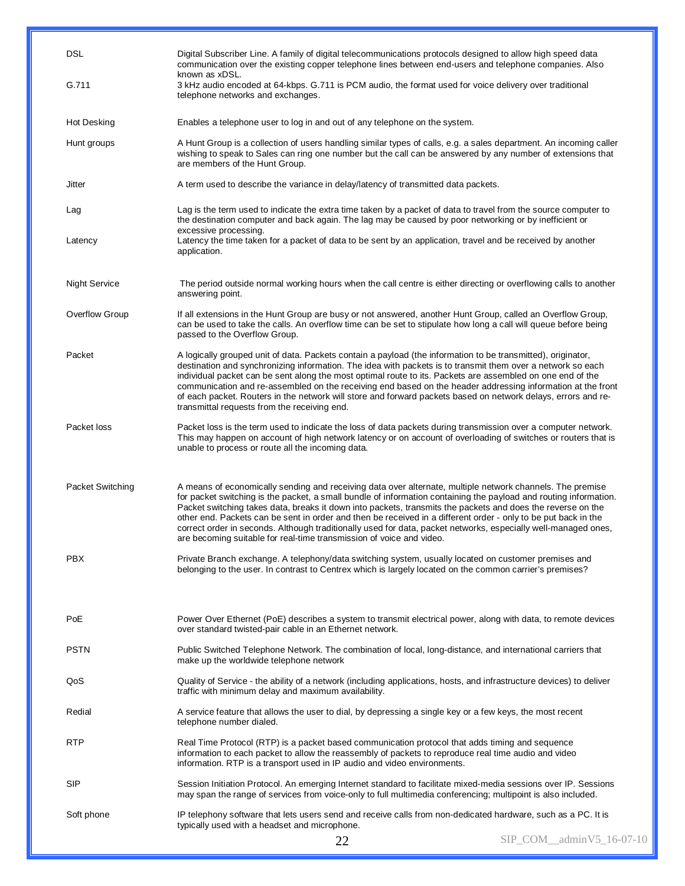| | |
|---|---|
| DSL | Digital Subscriber Line. A family of digital telecommunications protocols designed to allow high speed data communication over the existing copper telephone lines between end-users and telephone companies. Also known as xDSL. |
| G.711 | 3 kHz audio encoded at 64-kbps. G.711 is PCM audio, the format used for voice delivery over traditional telephone networks and exchanges. |
| Hot Desking | Enables a telephone user to log in and out of any telephone on the system. |
| Hunt groups | A Hunt Group is a collection of users handling similar types of calls, e.g. a sales department. An incoming caller wishing to speak to Sales can ring one number but the call can be answered by any number of extensions that are members of the Hunt Group. |
| Jitter | A term used to describe the variance in delay/latency of transmitted data packets. |
| Lag | Lag is the term used to indicate the extra time taken by a packet of data to travel from the source computer to the destination computer and back again. The lag may be caused by poor networking or by inefficient or excessive processing. |
| Latency | Latency the time taken for a packet of data to be sent by an application, travel and be received by another application. |
| Night Service | The period outside normal working hours when the call centre is either directing or overflowing calls to another answering point. |
| Overflow Group | If all extensions in the Hunt Group are busy or not answered, another Hunt Group, called an Overflow Group, can be used to take the calls. An overflow time can be set to stipulate how long a call will queue before being passed to the Overflow Group. |
| Packet | A logically grouped unit of data. Packets contain a payload (the information to be transmitted), originator, destination and synchronizing information. The idea with packets is to transmit them over a network so each individual packet can be sent along the most optimal route to its. Packets are assembled on one end of the communication and re-assembled on the receiving end based on the header addressing information at the front of each packet. Routers in the network will store and forward packets based on network delays, errors and re-transmittal requests from the receiving end. |
| Packet loss | Packet loss is the term used to indicate the loss of data packets during transmission over a computer network. This may happen on account of high network latency or on account of overloading of switches or routers that is unable to process or route all the incoming data. |
| Packet Switching | A means of economically sending and receiving data over alternate, multiple network channels. The premise for packet switching is the packet, a small bundle of information containing the payload and routing information. Packet switching takes data, breaks it down into packets, transmits the packets and does the reverse on the other end. Packets can be sent in order and then be received in a different order - only to be put back in the correct order in seconds. Although traditionally used for data, packet networks, especially well-managed ones, are becoming suitable for real-time transmission of voice and video. |
| PBX | Private Branch exchange. A telephony/data switching system, usually located on customer premises and belonging to the user. In contrast to Centrex which is largely located on the common carrier's premises? |
| PoE | Power Over Ethernet (PoE) describes a system to transmit electrical power, along with data, to remote devices over standard twisted-pair cable in an Ethernet network. |
| PSTN | Public Switched Telephone Network. The combination of local, long-distance, and international carriers that make up the worldwide telephone network |
| QoS | Quality of Service - the ability of a network (including applications, hosts, and infrastructure devices) to deliver traffic with minimum delay and maximum availability. |
| Redial | A service feature that allows the user to dial, by depressing a single key or a few keys, the most recent telephone number dialed. |
| RTP | Real Time Protocol (RTP) is a packet based communication protocol that adds timing and sequence information to each packet to allow the reassembly of packets to reproduce real time audio and video information. RTP is a transport used in IP audio and video environments. |
| SIP | Session Initiation Protocol. An emerging Internet standard to facilitate mixed-media sessions over IP. Sessions may span the range of services from voice-only to full multimedia conferencing; multipoint is also included. |
| Soft phone | IP telephony software that lets users send and receive calls from non-dedicated hardware, such as a PC. It is typically used with a headset and microphone. |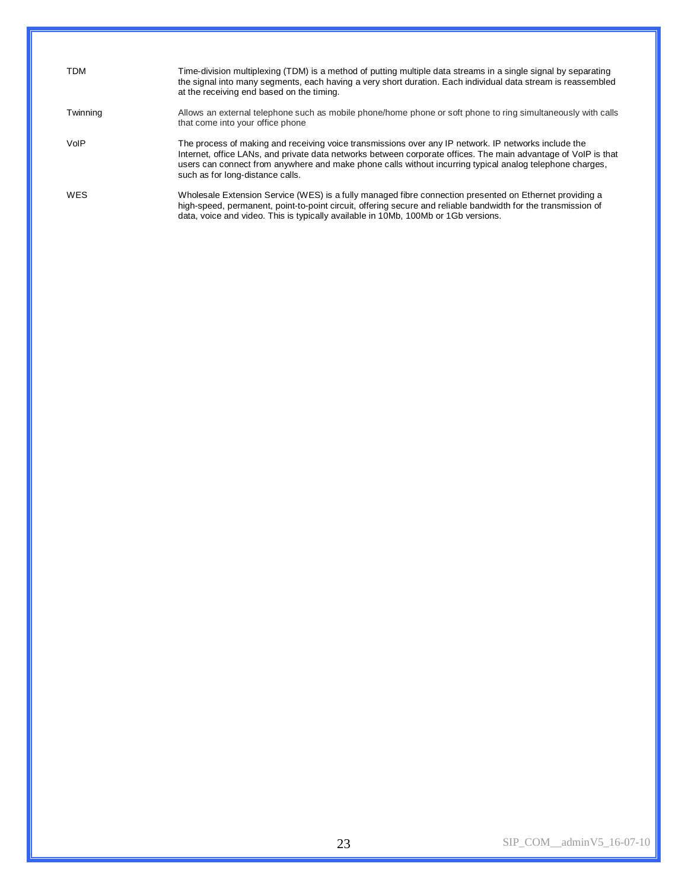| | |
|---|---|
| TDM | Time-division multiplexing (TDM) is a method of putting multiple data streams in a single signal by separating the signal into many segments, each having a very short duration. Each individual data stream is reassembled at the receiving end based on the timing. |
| Twinning | Allows an external telephone such as mobile phone/home phone or soft phone to ring simultaneously with calls that come into your office phone |
| VoIP | The process of making and receiving voice transmissions over any IP network. IP networks include the Internet, office LANs, and private data networks between corporate offices. The main advantage of VoIP is that users can connect from anywhere and make phone calls without incurring typical analog telephone charges, such as for long-distance calls. |
| WES | Wholesale Extension Service (WES) is a fully managed fibre connection presented on Ethernet providing a high-speed, permanent, point-to-point circuit, offering secure and reliable bandwidth for the transmission of data, voice and video. This is typically available in 10Mb, 100Mb or 1Gb versions. |